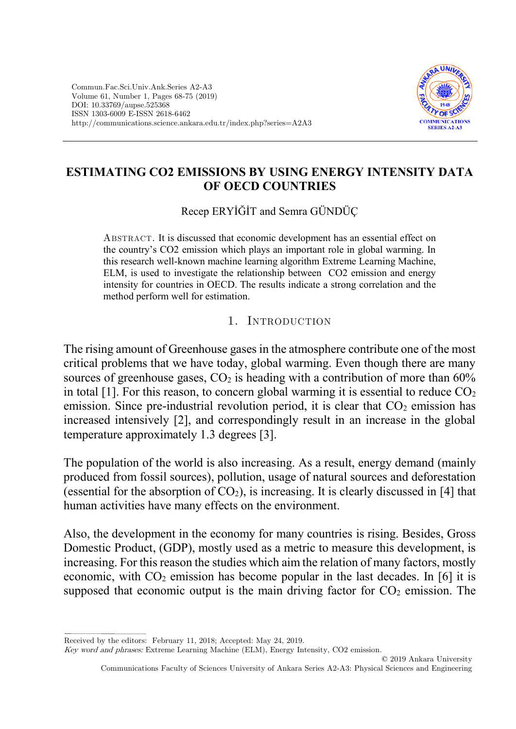# ESTIMATING CO2 EMISSIONS BY USING ENERGY INTENSITY DATA OF OECD COUNTRIES

Recep ERYİĞİT and Semra GÜNDÜÇ

ABSTRACT. It is discussed that economic development has an essential effect on the country's CO2 emission which plays an important role in global warming. In this research well-known machine learning algorithm Extreme Learning Machine, ELM, is used to investigate the relationship between CO2 emission and energy intensity for countries in OECD. The results indicate a strong correlation and the method perform well for estimation.

## 1. INTRODUCTION

The rising amount of Greenhouse gases in the atmosphere contribute one of the most critical problems that we have today, global warming. Even though there are many sources of greenhouse gases, $CO_2$ is heading with a contribution of more than 60% in total [1]. For this reason, to concern global warming it is essential to reduce $CO_2$ emission. Since pre-industrial revolution period, it is clear that $CO_2$ emission has increased intensively [2], and correspondingly result in an increase in the global temperature approximately 1.3 degrees [3].

The population of the world is also increasing. As a result, energy demand (mainly produced from fossil sources), pollution, usage of natural sources and deforestation (essential for the absorption of $CO_2$), is increasing. It is clearly discussed in [4] that human activities have many effects on the environment.

Also, the development in the economy for many countries is rising. Besides, Gross Domestic Product, (GDP), mostly used as a metric to measure this development, is increasing. For this reason the studies which aim the relation of many factors, mostly economic, with $CO_2$ emission has become popular in the last decades. In [6] it is supposed that economic output is the main driving factor for $CO_2$ emission. The

---

Received by the editors: February 11, 2018; Accepted: May 24, 2019.

*Key word and phrases:* Extreme Learning Machine (ELM), Energy Intensity, CO2 emission.

© 2019 Ankara University
Communications Faculty of Sciences University of Ankara Series A2-A3: Physical Sciences and Engineering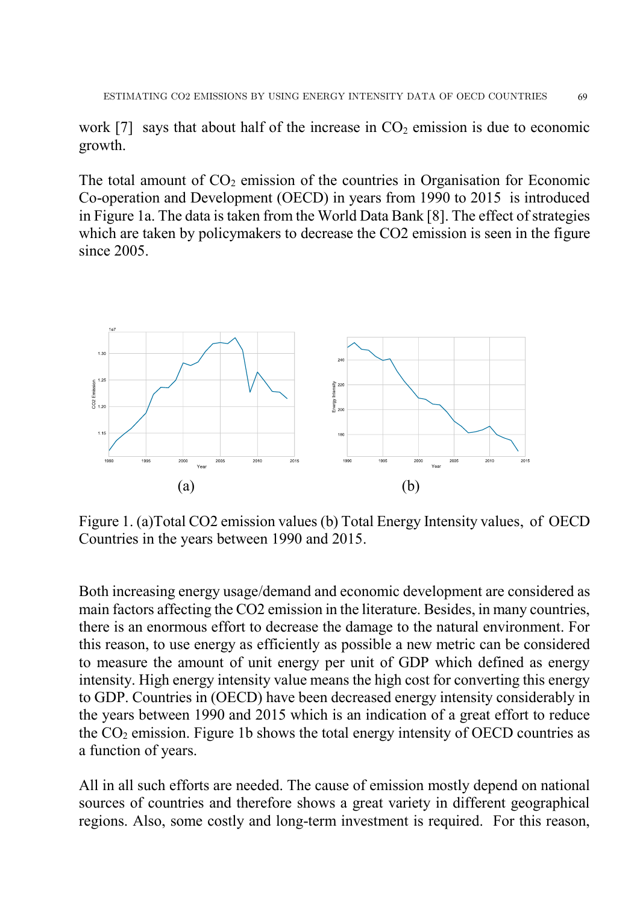work [7] says that about half of the increase in $CO_2$ emission is due to economic growth.

The total amount of $CO_2$ emission of the countries in Organisation for Economic Co-operation and Development (OECD) in years from 1990 to 2015 is introduced in Figure 1a. The data is taken from the World Data Bank [8]. The effect of strategies which are taken by policymakers to decrease the CO2 emission is seen in the figure since 2005.

(a) (b)

Figure 1. (a)Total CO2 emission values (b) Total Energy Intensity values, of OECD Countries in the years between 1990 and 2015.

Both increasing energy usage/demand and economic development are considered as main factors affecting the CO2 emission in the literature. Besides, in many countries, there is an enormous effort to decrease the damage to the natural environment. For this reason, to use energy as efficiently as possible a new metric can be considered to measure the amount of unit energy per unit of GDP which defined as energy intensity. High energy intensity value means the high cost for converting this energy to GDP. Countries in (OECD) have been decreased energy intensity considerably in the years between 1990 and 2015 which is an indication of a great effort to reduce the $CO_2$ emission. Figure 1b shows the total energy intensity of OECD countries as a function of years.

All in all such efforts are needed. The cause of emission mostly depend on national sources of countries and therefore shows a great variety in different geographical regions. Also, some costly and long-term investment is required. For this reason,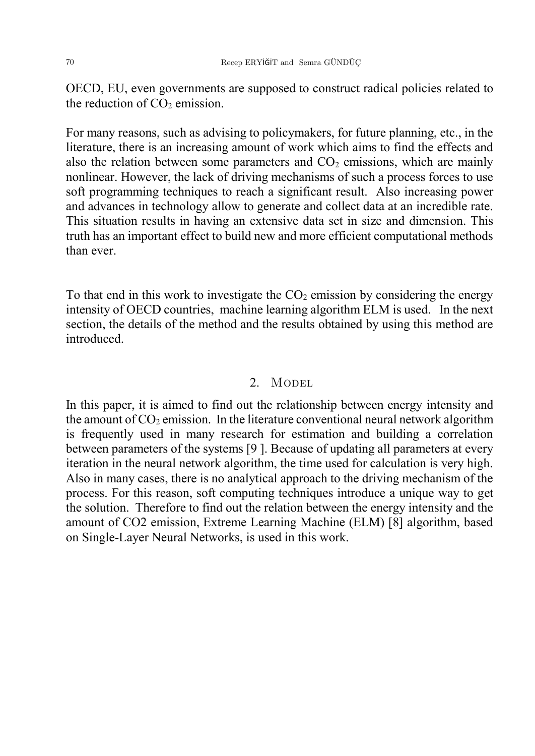OECD, EU, even governments are supposed to construct radical policies related to the reduction of $CO_2$ emission.

For many reasons, such as advising to policymakers, for future planning, etc., in the literature, there is an increasing amount of work which aims to find the effects and also the relation between some parameters and $CO_2$ emissions, which are mainly nonlinear. However, the lack of driving mechanisms of such a process forces to use soft programming techniques to reach a significant result. Also increasing power and advances in technology allow to generate and collect data at an incredible rate. This situation results in having an extensive data set in size and dimension. This truth has an important effect to build new and more efficient computational methods than ever.

To that end in this work to investigate the $CO_2$ emission by considering the energy intensity of OECD countries, machine learning algorithm ELM is used. In the next section, the details of the method and the results obtained by using this method are introduced.

## 2. Model

In this paper, it is aimed to find out the relationship between energy intensity and the amount of $CO_2$ emission. In the literature conventional neural network algorithm is frequently used in many research for estimation and building a correlation between parameters of the systems [9 ]. Because of updating all parameters at every iteration in the neural network algorithm, the time used for calculation is very high. Also in many cases, there is no analytical approach to the driving mechanism of the process. For this reason, soft computing techniques introduce a unique way to get the solution. Therefore to find out the relation between the energy intensity and the amount of $CO2$ emission, Extreme Learning Machine (ELM) [8] algorithm, based on Single-Layer Neural Networks, is used in this work.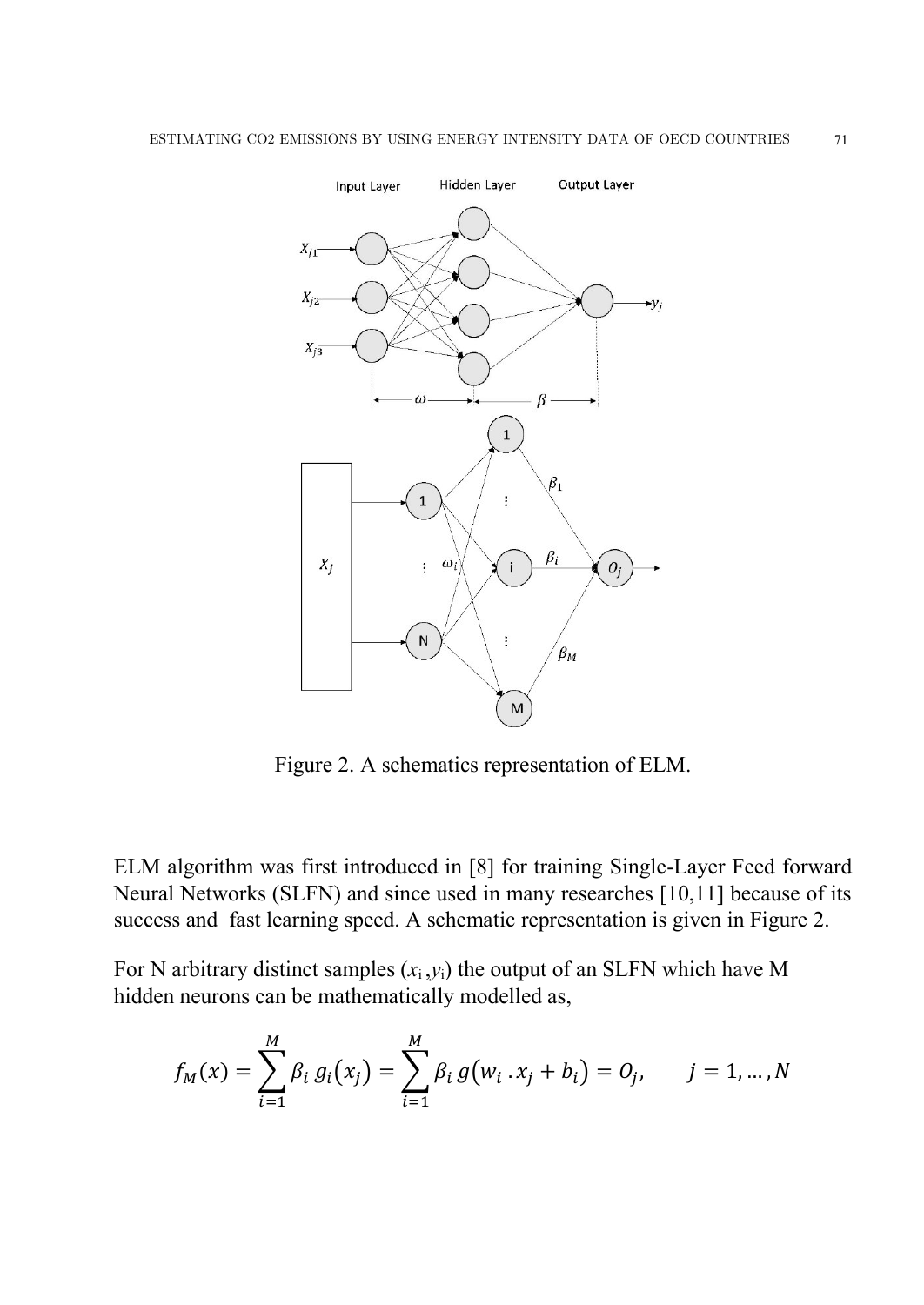Figure 2. A schematics representation of ELM.

ELM algorithm was first introduced in [8] for training Single-Layer Feed forward Neural Networks (SLFN) and since used in many researches [10,11] because of its success and fast learning speed. A schematic representation is given in Figure 2.

For N arbitrary distinct samples $(x_i, y_i)$ the output of an SLFN which have M hidden neurons can be mathematically modelled as,

$$f_M(x) = \sum_{i=1}^{M} \beta_i \, g_i(x_j) = \sum_{i=1}^{M} \beta_i \, g(w_i \, . x_j + b_i) = O_j, \qquad j = 1, \ldots, N$$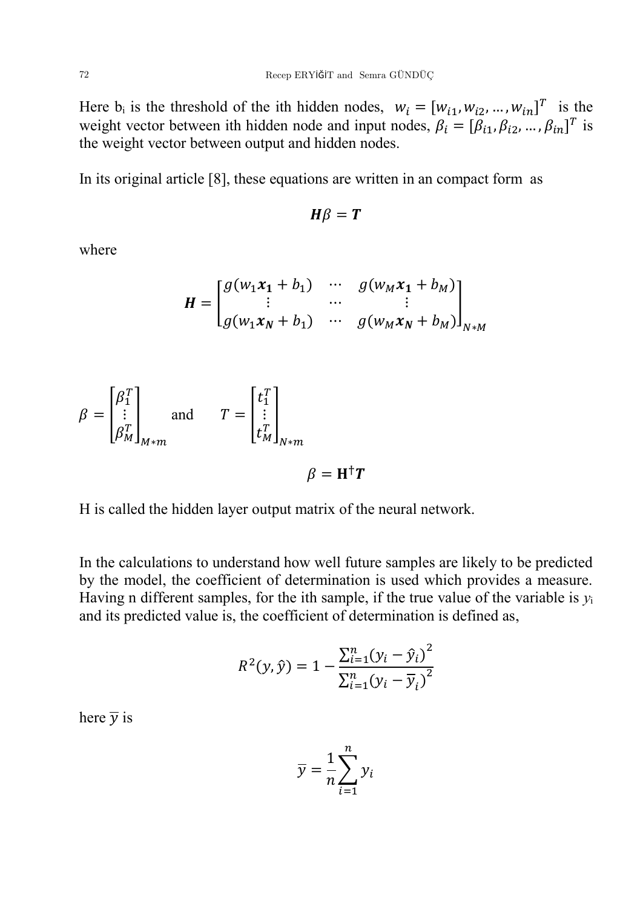Here $b_i$ is the threshold of the ith hidden nodes, $w_i = [w_{i1}, w_{i2}, \dots, w_{in}]^T$ is the weight vector between ith hidden node and input nodes, $\beta_i = [\beta_{i1}, \beta_{i2}, \dots, \beta_{in}]^T$ is the weight vector between output and hidden nodes.

In its original article [8], these equations are written in an compact form as

$$\boldsymbol{H}\beta = \boldsymbol{T}$$

where

$$\boldsymbol{H} = \begin{bmatrix} g(w_1\boldsymbol{x_1} + b_1) & \cdots & g(w_M\boldsymbol{x_1} + b_M) \\ \vdots & \cdots & \vdots \\ g(w_1\boldsymbol{x_N} + b_1) & \cdots & g(w_M\boldsymbol{x_N} + b_M) \end{bmatrix}_{N*M}$$

$$\beta = \begin{bmatrix} \beta_1^T \\ \vdots \\ \beta_M^T \end{bmatrix}_{M*m} \quad \text{and} \quad T = \begin{bmatrix} t_1^T \\ \vdots \\ t_M^T \end{bmatrix}_{N*m}$$

$$\beta = \mathbf{H}^{\dagger}\boldsymbol{T}$$

H is called the hidden layer output matrix of the neural network.

In the calculations to understand how well future samples are likely to be predicted by the model, the coefficient of determination is used which provides a measure. Having n different samples, for the ith sample, if the true value of the variable is $y_i$ and its predicted value is, the coefficient of determination is defined as,

$$R^2(y, \hat{y}) = 1 - \frac{\sum_{i=1}^{n}(y_i - \hat{y}_i)^2}{\sum_{i=1}^{n}(y_i - \overline{y}_i)^2}$$

here $\overline{y}$ is

$$\overline{y} = \frac{1}{n}\sum_{i=1}^{n} y_i$$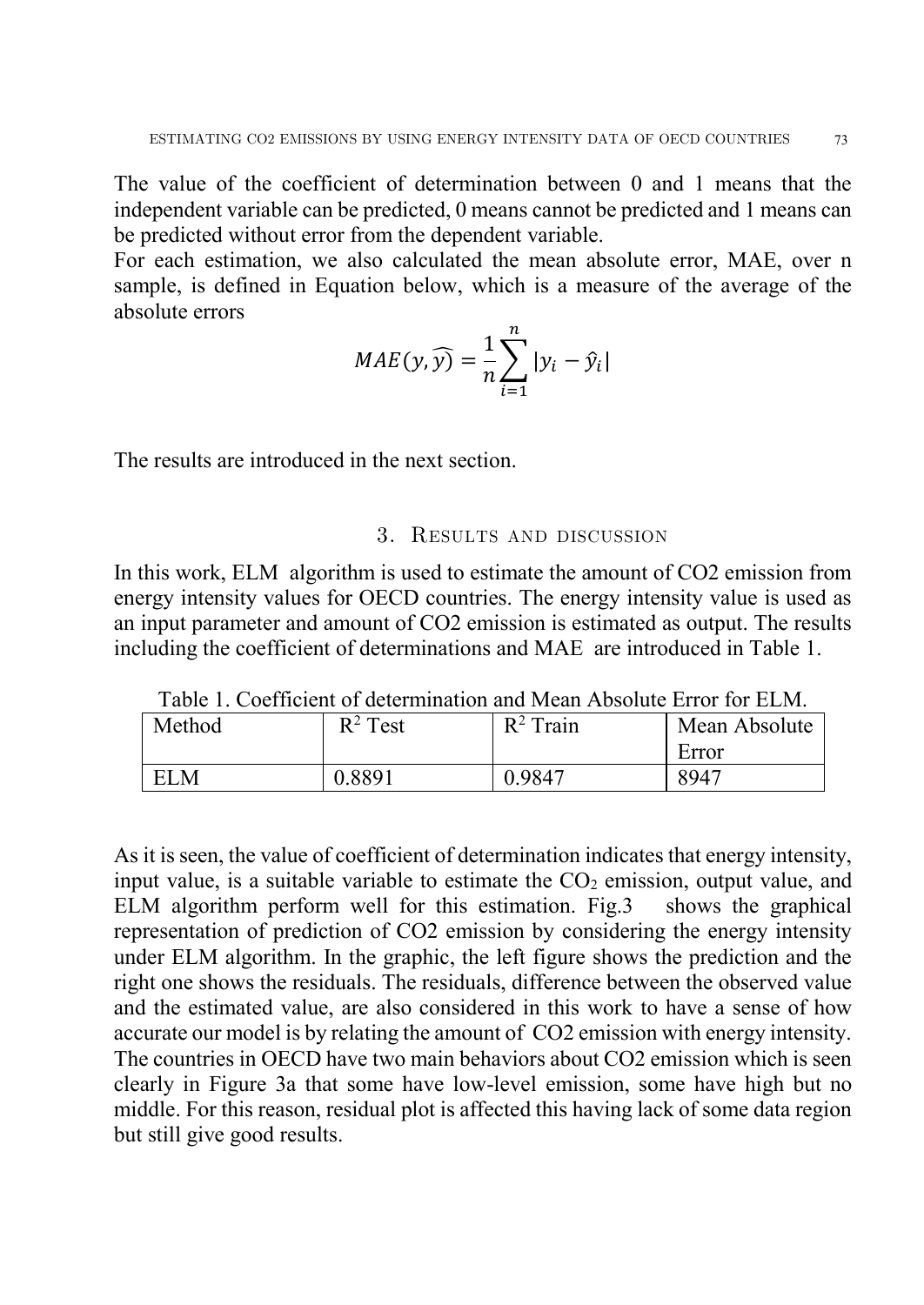The value of the coefficient of determination between 0 and 1 means that the independent variable can be predicted, 0 means cannot be predicted and 1 means can be predicted without error from the dependent variable.

For each estimation, we also calculated the mean absolute error, MAE, over n sample, is defined in Equation below, which is a measure of the average of the absolute errors

$$MAE(y, \widehat{y}) = \frac{1}{n}\sum_{i=1}^{n} |y_i - \hat{y}_i|$$

The results are introduced in the next section.

## 3. Results and discussion

In this work, ELM algorithm is used to estimate the amount of CO2 emission from energy intensity values for OECD countries. The energy intensity value is used as an input parameter and amount of CO2 emission is estimated as output. The results including the coefficient of determinations and MAE are introduced in Table 1.

Table 1. Coefficient of determination and Mean Absolute Error for ELM.

| Method | $R^2$ Test | $R^2$ Train | Mean Absolute Error |
|---|---|---|---|
| ELM | 0.8891 | 0.9847 | 8947 |

As it is seen, the value of coefficient of determination indicates that energy intensity, input value, is a suitable variable to estimate the $CO_2$ emission, output value, and ELM algorithm perform well for this estimation. Fig.3 shows the graphical representation of prediction of CO2 emission by considering the energy intensity under ELM algorithm. In the graphic, the left figure shows the prediction and the right one shows the residuals. The residuals, difference between the observed value and the estimated value, are also considered in this work to have a sense of how accurate our model is by relating the amount of CO2 emission with energy intensity. The countries in OECD have two main behaviors about CO2 emission which is seen clearly in Figure 3a that some have low-level emission, some have high but no middle. For this reason, residual plot is affected this having lack of some data region but still give good results.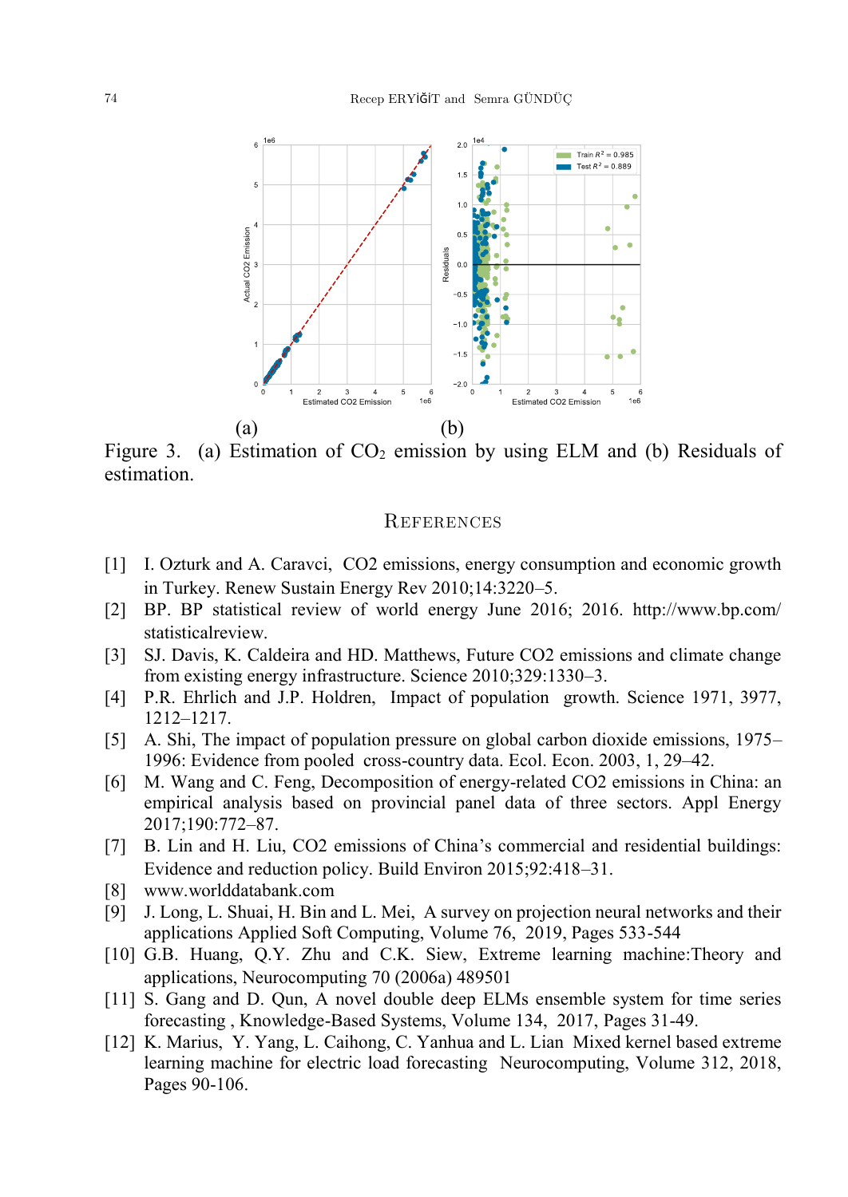(a) (b)

Figure 3. (a) Estimation of $CO_2$ emission by using ELM and (b) Residuals of estimation.

## References

[1] I. Ozturk and A. Caravci, CO2 emissions, energy consumption and economic growth in Turkey. Renew Sustain Energy Rev 2010;14:3220–5.

[2] BP. BP statistical review of world energy June 2016; 2016. http://www.bp.com/statisticalreview.

[3] SJ. Davis, K. Caldeira and HD. Matthews, Future CO2 emissions and climate change from existing energy infrastructure. Science 2010;329:1330–3.

[4] P.R. Ehrlich and J.P. Holdren, Impact of population growth. Science 1971, 3977, 1212–1217.

[5] A. Shi, The impact of population pressure on global carbon dioxide emissions, 1975–1996: Evidence from pooled cross-country data. Ecol. Econ. 2003, 1, 29–42.

[6] M. Wang and C. Feng, Decomposition of energy-related CO2 emissions in China: an empirical analysis based on provincial panel data of three sectors. Appl Energy 2017;190:772–87.

[7] B. Lin and H. Liu, CO2 emissions of China's commercial and residential buildings: Evidence and reduction policy. Build Environ 2015;92:418–31.

[8] www.worlddatabank.com

[9] J. Long, L. Shuai, H. Bin and L. Mei, A survey on projection neural networks and their applications Applied Soft Computing, Volume 76, 2019, Pages 533-544

[10] G.B. Huang, Q.Y. Zhu and C.K. Siew, Extreme learning machine:Theory and applications, Neurocomputing 70 (2006a) 489501

[11] S. Gang and D. Qun, A novel double deep ELMs ensemble system for time series forecasting , Knowledge-Based Systems, Volume 134, 2017, Pages 31-49.

[12] K. Marius, Y. Yang, L. Caihong, C. Yanhua and L. Lian Mixed kernel based extreme learning machine for electric load forecasting Neurocomputing, Volume 312, 2018, Pages 90-106.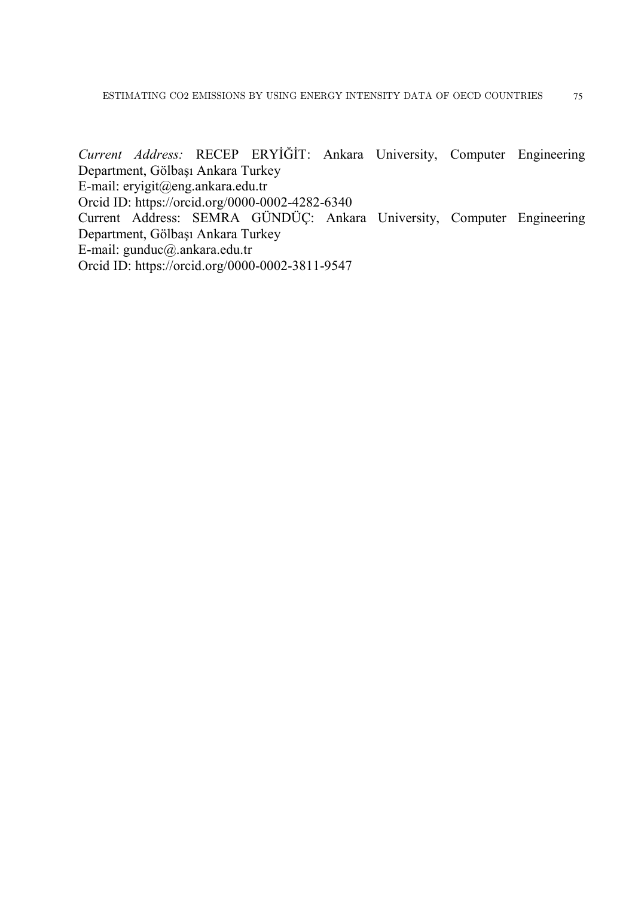*Current Address:* RECEP ERYİĞİT: Ankara University, Computer Engineering Department, Gölbaşı Ankara Turkey
E-mail: eryigit@eng.ankara.edu.tr
Orcid ID: https://orcid.org/0000-0002-4282-6340
Current Address: SEMRA GÜNDÜÇ: Ankara University, Computer Engineering Department, Gölbaşı Ankara Turkey
E-mail: gunduc@.ankara.edu.tr
Orcid ID: https://orcid.org/0000-0002-3811-9547